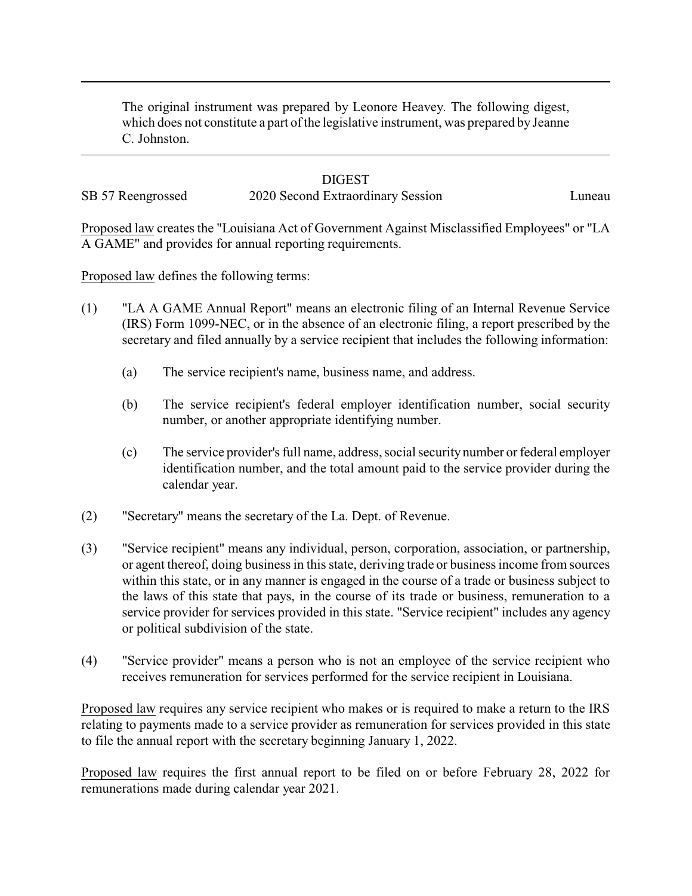The original instrument was prepared by Leonore Heavey. The following digest, which does not constitute a part of the legislative instrument, was prepared by Jeanne C. Johnston.

DIGEST

SB 57 Reengrossed    2020 Second Extraordinary Session    Luneau

Proposed law creates the "Louisiana Act of Government Against Misclassified Employees" or "LA A GAME" and provides for annual reporting requirements.

Proposed law defines the following terms:

(1) "LA A GAME Annual Report" means an electronic filing of an Internal Revenue Service (IRS) Form 1099-NEC, or in the absence of an electronic filing, a report prescribed by the secretary and filed annually by a service recipient that includes the following information:

   (a) The service recipient's name, business name, and address.

   (b) The service recipient's federal employer identification number, social security number, or another appropriate identifying number.

   (c) The service provider's full name, address, social security number or federal employer identification number, and the total amount paid to the service provider during the calendar year.

(2) "Secretary" means the secretary of the La. Dept. of Revenue.

(3) "Service recipient" means any individual, person, corporation, association, or partnership, or agent thereof, doing business in this state, deriving trade or business income from sources within this state, or in any manner is engaged in the course of a trade or business subject to the laws of this state that pays, in the course of its trade or business, remuneration to a service provider for services provided in this state. "Service recipient" includes any agency or political subdivision of the state.

(4) "Service provider" means a person who is not an employee of the service recipient who receives remuneration for services performed for the service recipient in Louisiana.

Proposed law requires any service recipient who makes or is required to make a return to the IRS relating to payments made to a service provider as remuneration for services provided in this state to file the annual report with the secretary beginning January 1, 2022.

Proposed law requires the first annual report to be filed on or before February 28, 2022 for remunerations made during calendar year 2021.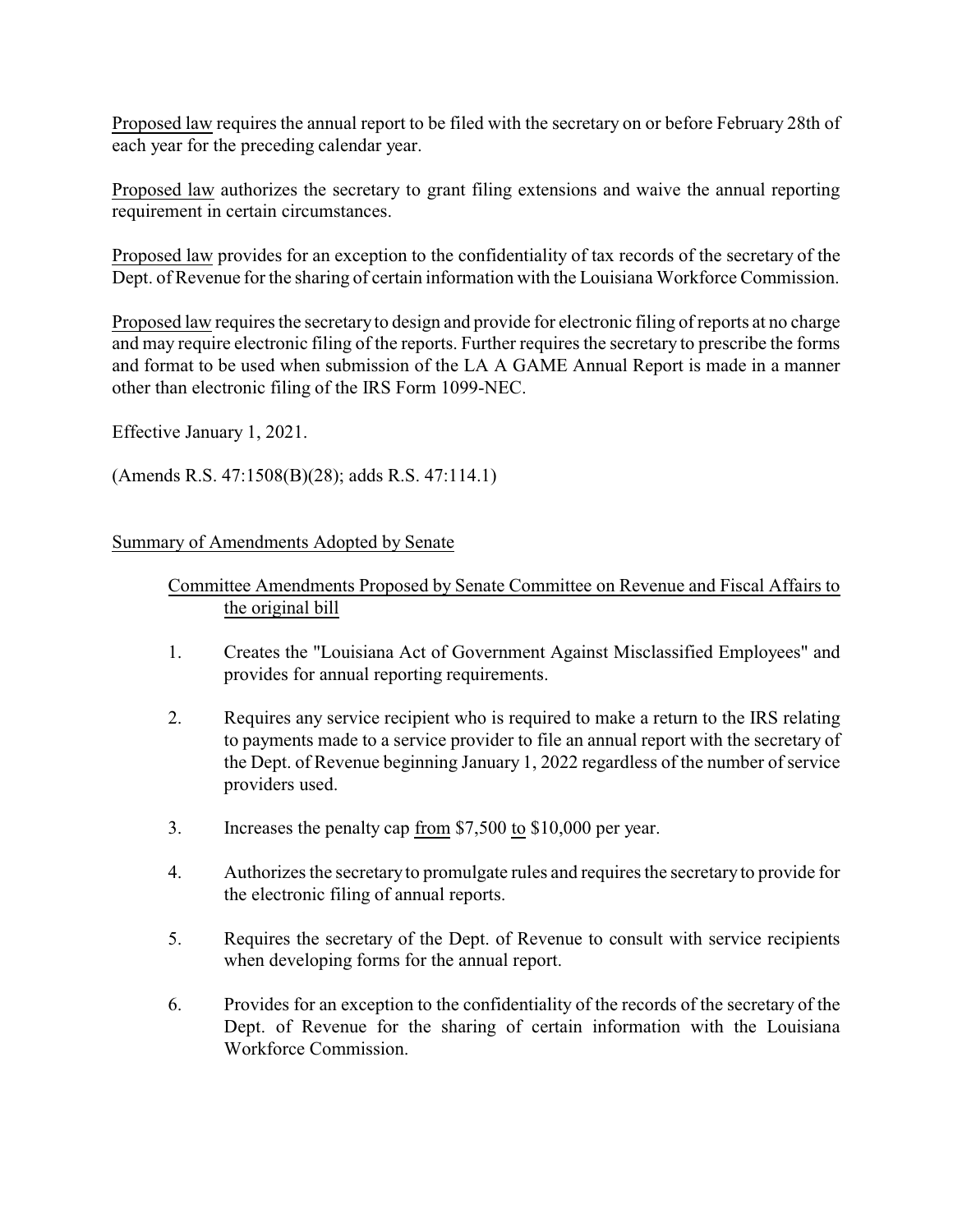Proposed law requires the annual report to be filed with the secretary on or before February 28th of each year for the preceding calendar year.

Proposed law authorizes the secretary to grant filing extensions and waive the annual reporting requirement in certain circumstances.

Proposed law provides for an exception to the confidentiality of tax records of the secretary of the Dept. of Revenue for the sharing of certain information with the Louisiana Workforce Commission.

Proposed law requires the secretary to design and provide for electronic filing of reports at no charge and may require electronic filing of the reports. Further requires the secretary to prescribe the forms and format to be used when submission of the LA A GAME Annual Report is made in a manner other than electronic filing of the IRS Form 1099-NEC.

Effective January 1, 2021.

(Amends R.S. 47:1508(B)(28); adds R.S. 47:114.1)

Summary of Amendments Adopted by Senate

Committee Amendments Proposed by Senate Committee on Revenue and Fiscal Affairs to the original bill

1. Creates the "Louisiana Act of Government Against Misclassified Employees" and provides for annual reporting requirements.

2. Requires any service recipient who is required to make a return to the IRS relating to payments made to a service provider to file an annual report with the secretary of the Dept. of Revenue beginning January 1, 2022 regardless of the number of service providers used.

3. Increases the penalty cap from $7,500 to $10,000 per year.

4. Authorizes the secretary to promulgate rules and requires the secretary to provide for the electronic filing of annual reports.

5. Requires the secretary of the Dept. of Revenue to consult with service recipients when developing forms for the annual report.

6. Provides for an exception to the confidentiality of the records of the secretary of the Dept. of Revenue for the sharing of certain information with the Louisiana Workforce Commission.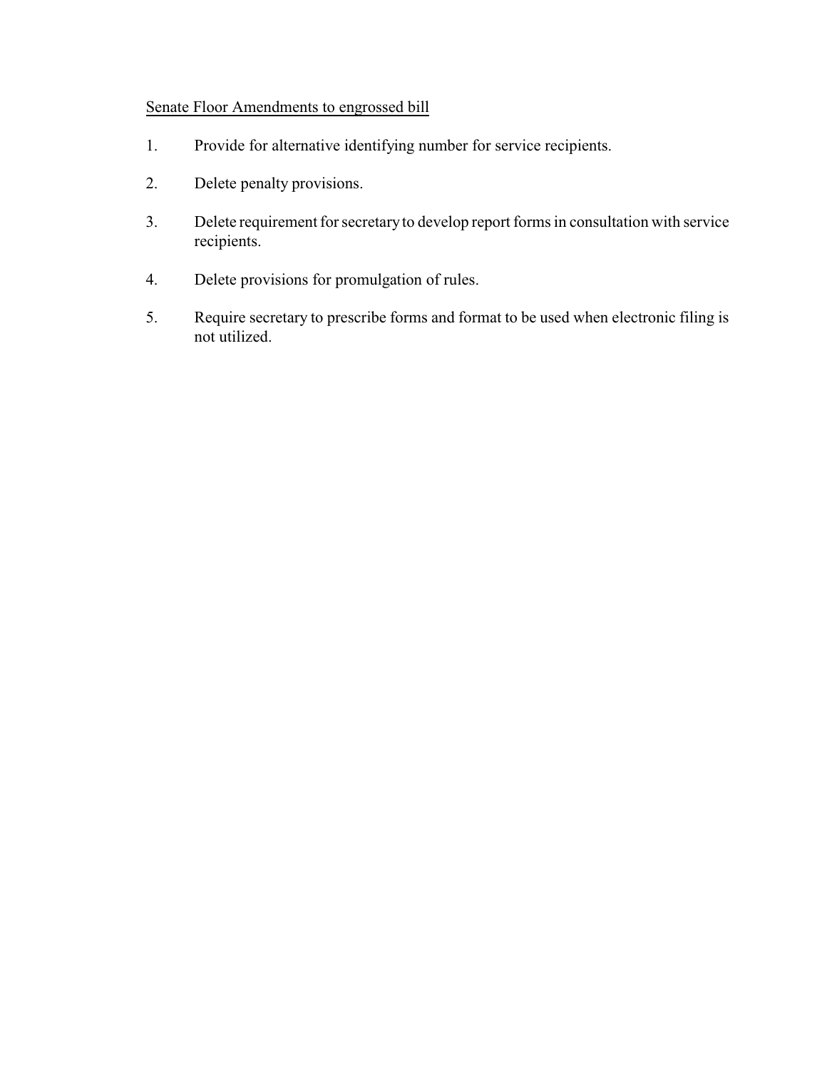<u>Senate Floor Amendments to engrossed bill</u>

1. Provide for alternative identifying number for service recipients.

2. Delete penalty provisions.

3. Delete requirement for secretary to develop report forms in consultation with service recipients.

4. Delete provisions for promulgation of rules.

5. Require secretary to prescribe forms and format to be used when electronic filing is not utilized.